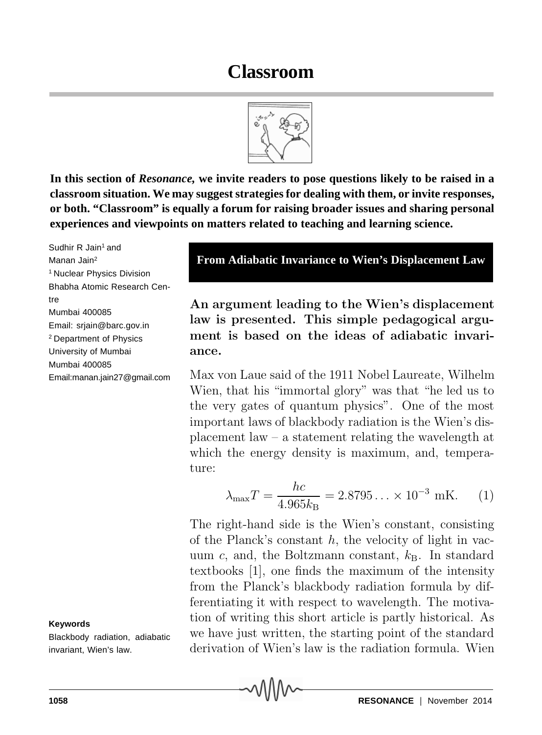# Classroom

**In this section of *Resonance*, we invite readers to pose questions likely to be raised in a classroom situation. We may suggest strategies for dealing with them, or invite responses, or both. "Classroom" is equally a forum for raising broader issues and sharing personal experiences and viewpoints on matters related to teaching and learning science.**

Sudhir R Jain[1] and
Manan Jain[2]
[1] Nuclear Physics Division
Bhabha Atomic Research Centre
Mumbai 400085
Email: srjain@barc.gov.in
[2] Department of Physics
University of Mumbai
Mumbai 400085
Email:manan.jain27@gmail.com

## From Adiabatic Invariance to Wien's Displacement Law

**An argument leading to the Wien's displacement law is presented. This simple pedagogical argument is based on the ideas of adiabatic invariance.**

Max von Laue said of the 1911 Nobel Laureate, Wilhelm Wien, that his "immortal glory" was that "he led us to the very gates of quantum physics". One of the most important laws of blackbody radiation is the Wien's displacement law – a statement relating the wavelength at which the energy density is maximum, and, temperature:

$$\lambda_{\max} T = \frac{hc}{4.965 k_{\mathrm{B}}} = 2.8795 \ldots \times 10^{-3} \text{ mK}. \quad (1)$$

The right-hand side is the Wien's constant, consisting of the Planck's constant $h$, the velocity of light in vacuum $c$, and, the Boltzmann constant, $k_{\mathrm{B}}$. In standard textbooks [1], one finds the maximum of the intensity from the Planck's blackbody radiation formula by differentiating it with respect to wavelength. The motivation of writing this short article is partly historical. As we have just written, the starting point of the standard derivation of Wien's law is the radiation formula. Wien

**Keywords**

Blackbody radiation, adiabatic invariant, Wien's law.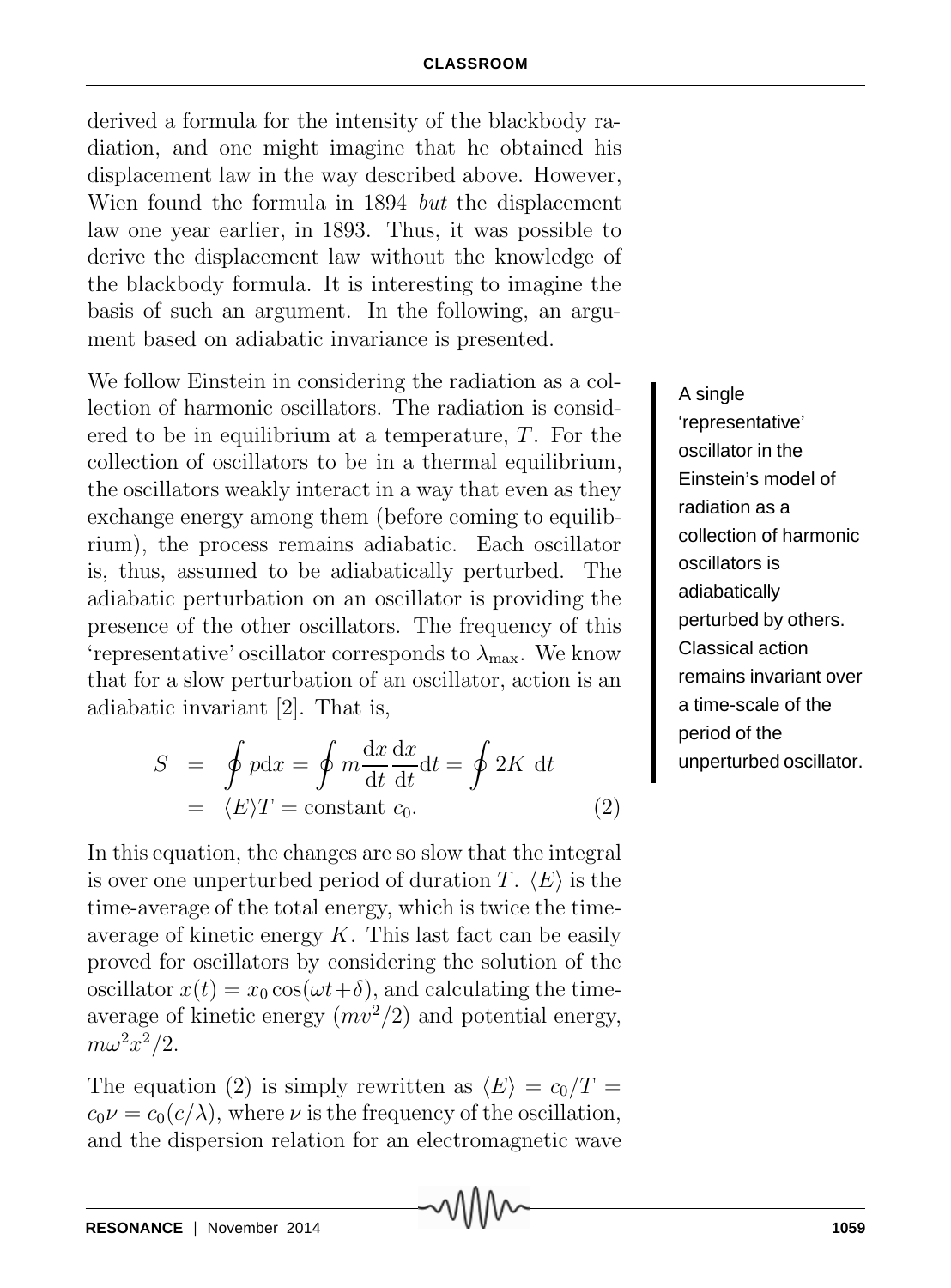derived a formula for the intensity of the blackbody radiation, and one might imagine that he obtained his displacement law in the way described above. However, Wien found the formula in 1894 *but* the displacement law one year earlier, in 1893. Thus, it was possible to derive the displacement law without the knowledge of the blackbody formula. It is interesting to imagine the basis of such an argument. In the following, an argument based on adiabatic invariance is presented.

We follow Einstein in considering the radiation as a collection of harmonic oscillators. The radiation is considered to be in equilibrium at a temperature, $T$. For the collection of oscillators to be in a thermal equilibrium, the oscillators weakly interact in a way that even as they exchange energy among them (before coming to equilibrium), the process remains adiabatic. Each oscillator is, thus, assumed to be adiabatically perturbed. The adiabatic perturbation on an oscillator is providing the presence of the other oscillators. The frequency of this 'representative' oscillator corresponds to $\lambda_{\max}$. We know that for a slow perturbation of an oscillator, action is an adiabatic invariant [2]. That is,

A single 'representative' oscillator in the Einstein's model of radiation as a collection of harmonic oscillators is adiabatically perturbed by others. Classical action remains invariant over a time-scale of the period of the unperturbed oscillator.

$$
\begin{aligned}
S &= \oint p \mathrm{d}x = \oint m \frac{\mathrm{d}x}{\mathrm{d}t} \frac{\mathrm{d}x}{\mathrm{d}t} \mathrm{d}t = \oint 2K \ \mathrm{d}t \\
&= \langle E \rangle T = \text{constant } c_0.
\end{aligned}
\tag{2}
$$

In this equation, the changes are so slow that the integral is over one unperturbed period of duration $T$. $\langle E \rangle$ is the time-average of the total energy, which is twice the time-average of kinetic energy $K$. This last fact can be easily proved for oscillators by considering the solution of the oscillator $x(t) = x_0 \cos(\omega t + \delta)$, and calculating the time-average of kinetic energy $(mv^2/2)$ and potential energy, $m\omega^2 x^2/2$.

The equation (2) is simply rewritten as $\langle E \rangle = c_0/T = c_0 \nu = c_0(c/\lambda)$, where $\nu$ is the frequency of the oscillation, and the dispersion relation for an electromagnetic wave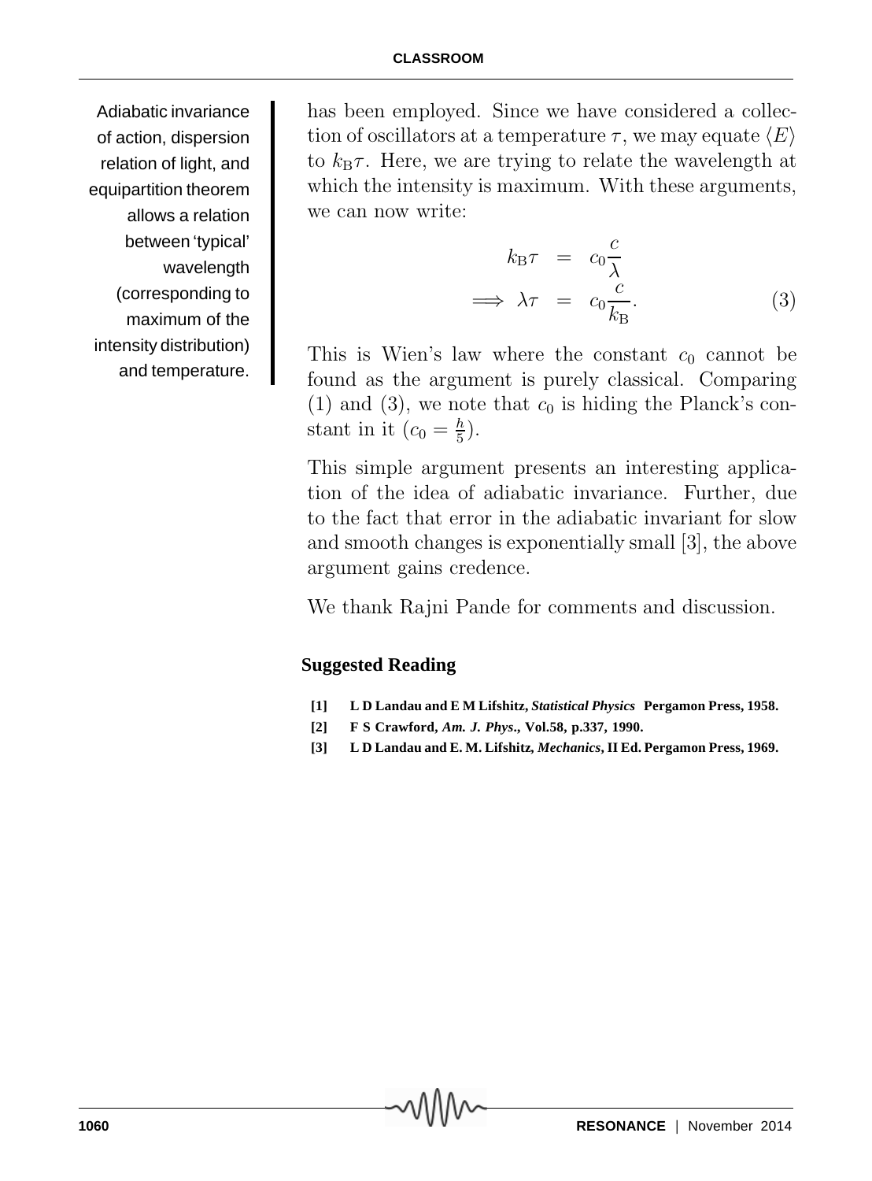Adiabatic invariance of action, dispersion relation of light, and equipartition theorem allows a relation between 'typical' wavelength (corresponding to maximum of the intensity distribution) and temperature.

has been employed. Since we have considered a collection of oscillators at a temperature $\tau$, we may equate $\langle E \rangle$ to $k_B \tau$. Here, we are trying to relate the wavelength at which the intensity is maximum. With these arguments, we can now write:

$$
\begin{aligned}
k_B \tau &= c_0 \frac{c}{\lambda} \\
\implies \lambda \tau &= c_0 \frac{c}{k_B}.
\end{aligned}
\tag{3}
$$

This is Wien's law where the constant $c_0$ cannot be found as the argument is purely classical. Comparing (1) and (3), we note that $c_0$ is hiding the Planck's constant in it ($c_0 = \frac{h}{5}$).

This simple argument presents an interesting application of the idea of adiabatic invariance. Further, due to the fact that error in the adiabatic invariant for slow and smooth changes is exponentially small [3], the above argument gains credence.

We thank Rajni Pande for comments and discussion.

## Suggested Reading

**[1]** **L D Landau and E M Lifshitz,** ***Statistical Physics*** **Pergamon Press, 1958.**

**[2]** **F S Crawford,** ***Am. J. Phys*., Vol.58, p.337, 1990.**

**[3]** **L D Landau and E. M. Lifshitz,** ***Mechanics*, II Ed. Pergamon Press, 1969.**